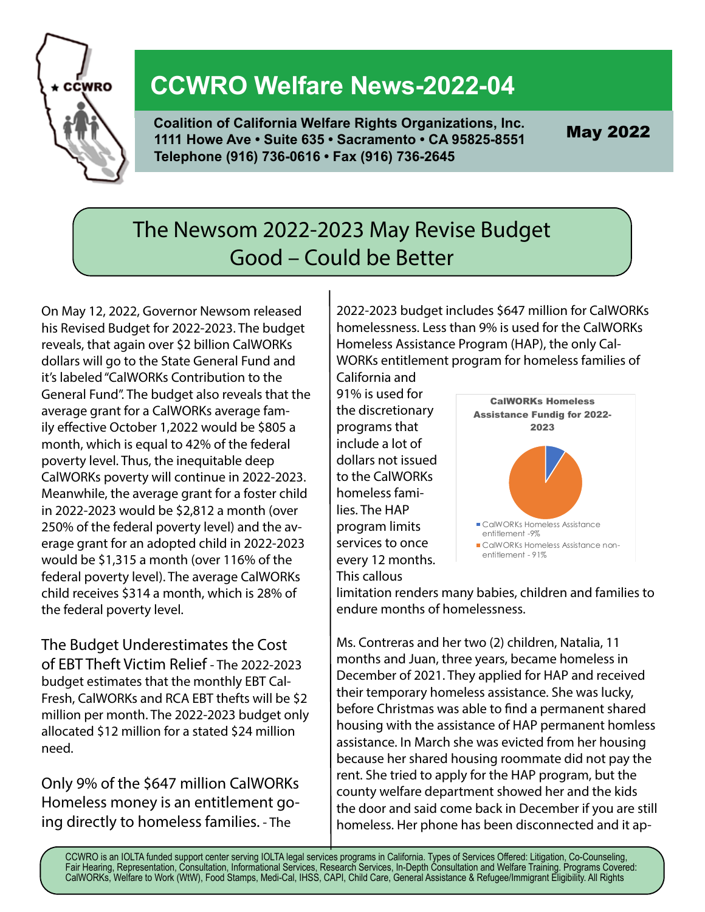# CCWRO Welfare News-2022-04

**Coalition of California Welfare Rights Organizations, Inc.**
**1111 Howe Ave • Suite 635 • Sacramento • CA 95825-8551**
**Telephone (916) 736-0616 • Fax (916) 736-2645**

**May 2022**

## The Newsom 2022-2023 May Revise Budget Good – Could be Better

On May 12, 2022, Governor Newsom released his Revised Budget for 2022-2023. The budget reveals, that again over $2 billion CalWORKs dollars will go to the State General Fund and it's labeled "CalWORKs Contribution to the General Fund". The budget also reveals that the average grant for a CalWORKs average family effective October 1,2022 would be $805 a month, which is equal to 42% of the federal poverty level. Thus, the inequitable deep CalWORKs poverty will continue in 2022-2023. Meanwhile, the average grant for a foster child in 2022-2023 would be $2,812 a month (over 250% of the federal poverty level) and the average grant for an adopted child in 2022-2023 would be $1,315 a month (over 116% of the federal poverty level). The average CalWORKs child receives $314 a month, which is 28% of the federal poverty level.

**The Budget Underestimates the Cost of EBT Theft Victim Relief** - The 2022-2023 budget estimates that the monthly EBT CalFresh, CalWORKs and RCA EBT thefts will be $2 million per month. The 2022-2023 budget only allocated $12 million for a stated $24 million need.

**Only 9% of the $647 million CalWORKs Homeless money is an entitlement going directly to homeless families.** - The 2022-2023 budget includes $647 million for CalWORKs homelessness. Less than 9% is used for the CalWORKs Homeless Assistance Program (HAP), the only CalWORKs entitlement program for homeless families of California and 91% is used for the discretionary programs that include a lot of dollars not issued to the CalWORKs homeless families. The HAP program limits services to once every 12 months. This callous limitation renders many babies, children and families to endure months of homelessness.

**CalWORKs Homeless Assistance Fundig for 2022-2023**

- CalWORKs Homeless Assistance entitlement -9%
- CalWORKs Homeless Assistance non-entitlement - 91%

Ms. Contreras and her two (2) children, Natalia, 11 months and Juan, three years, became homeless in December of 2021. They applied for HAP and received their temporary homeless assistance. She was lucky, before Christmas was able to find a permanent shared housing with the assistance of HAP permanent homless assistance. In March she was evicted from her housing because her shared housing roommate did not pay the rent. She tried to apply for the HAP program, but the county welfare department showed her and the kids the door and said come back in December if you are still homeless. Her phone has been disconnected and it ap-

CCWRO is an IOLTA funded support center serving IOLTA legal services programs in California. Types of Services Offered: Litigation, Co-Counseling, Fair Hearing, Representation, Consultation, Informational Services, Research Services, In-Depth Consultation and Welfare Training. Programs Covered: CalWORKs, Welfare to Work (WtW), Food Stamps, Medi-Cal, IHSS, CAPI, Child Care, General Assistance & Refugee/Immigrant Eligibility. All Rights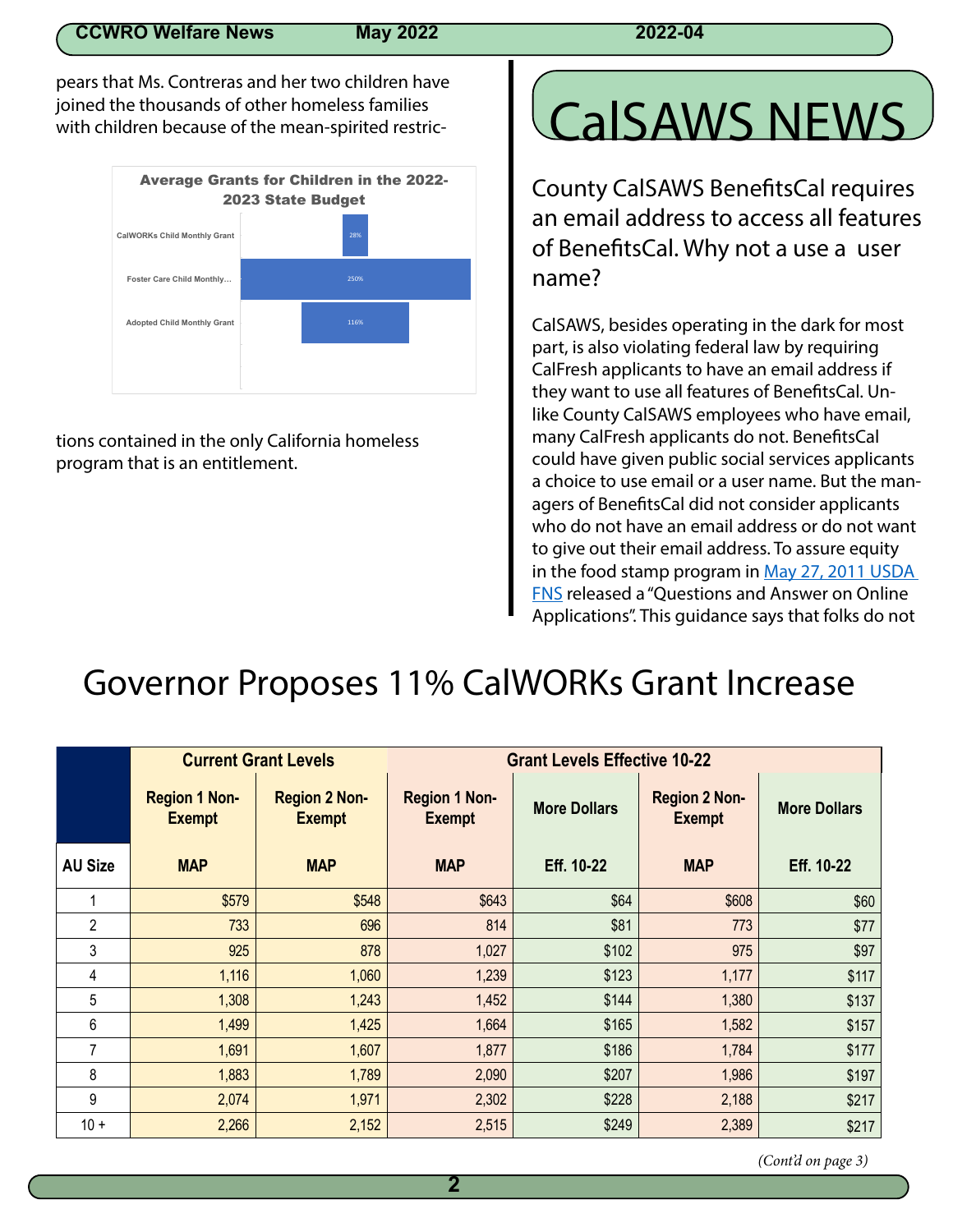pears that Ms. Contreras and her two children have joined the thousands of other homeless families with children because of the mean-spirited restrictions contained in the only California homeless program that is an entitlement.

**Average Grants for Children in the 2022-2023 State Budget**

| Grant | Percent |
|---|---|
| CalWORKs Child Monthly Grant | 28% |
| Foster Care Child Monthly... | 250% |
| Adopted Child Monthly Grant | 116% |

# CalSAWS NEWS

## County CalSAWS BenefitsCal requires an email address to access all features of BenefitsCal. Why not a use a user name?

CalSAWS, besides operating in the dark for most part, is also violating federal law by requiring CalFresh applicants to have an email address if they want to use all features of BenefitsCal. Unlike County CalSAWS employees who have email, many CalFresh applicants do not. BenefitsCal could have given public social services applicants a choice to use email or a user name. But the managers of BenefitsCal did not consider applicants who do not have an email address or do not want to give out their email address. To assure equity in the food stamp program in [May 27, 2011 USDA FNS](#) released a "Questions and Answer on Online Applications". This guidance says that folks do not

# Governor Proposes 11% CalWORKs Grant Increase

| | Current Grant Levels | | Grant Levels Effective 10-22 | | | |
|---|---|---|---|---|---|---|
| | Region 1 Non-Exempt | Region 2 Non-Exempt | Region 1 Non-Exempt | More Dollars | Region 2 Non-Exempt | More Dollars |
| AU Size | MAP | MAP | MAP | Eff. 10-22 | MAP | Eff. 10-22 |
| 1 | $579 | $548 | $643 | $64 | $608 | $60 |
| 2 | 733 | 696 | 814 | $81 | 773 | $77 |
| 3 | 925 | 878 | 1,027 | $102 | 975 | $97 |
| 4 | 1,116 | 1,060 | 1,239 | $123 | 1,177 | $117 |
| 5 | 1,308 | 1,243 | 1,452 | $144 | 1,380 | $137 |
| 6 | 1,499 | 1,425 | 1,664 | $165 | 1,582 | $157 |
| 7 | 1,691 | 1,607 | 1,877 | $186 | 1,784 | $177 |
| 8 | 1,883 | 1,789 | 2,090 | $207 | 1,986 | $197 |
| 9 | 2,074 | 1,971 | 2,302 | $228 | 2,188 | $217 |
| 10 + | 2,266 | 2,152 | 2,515 | $249 | 2,389 | $217 |

*(Cont'd on page 3)*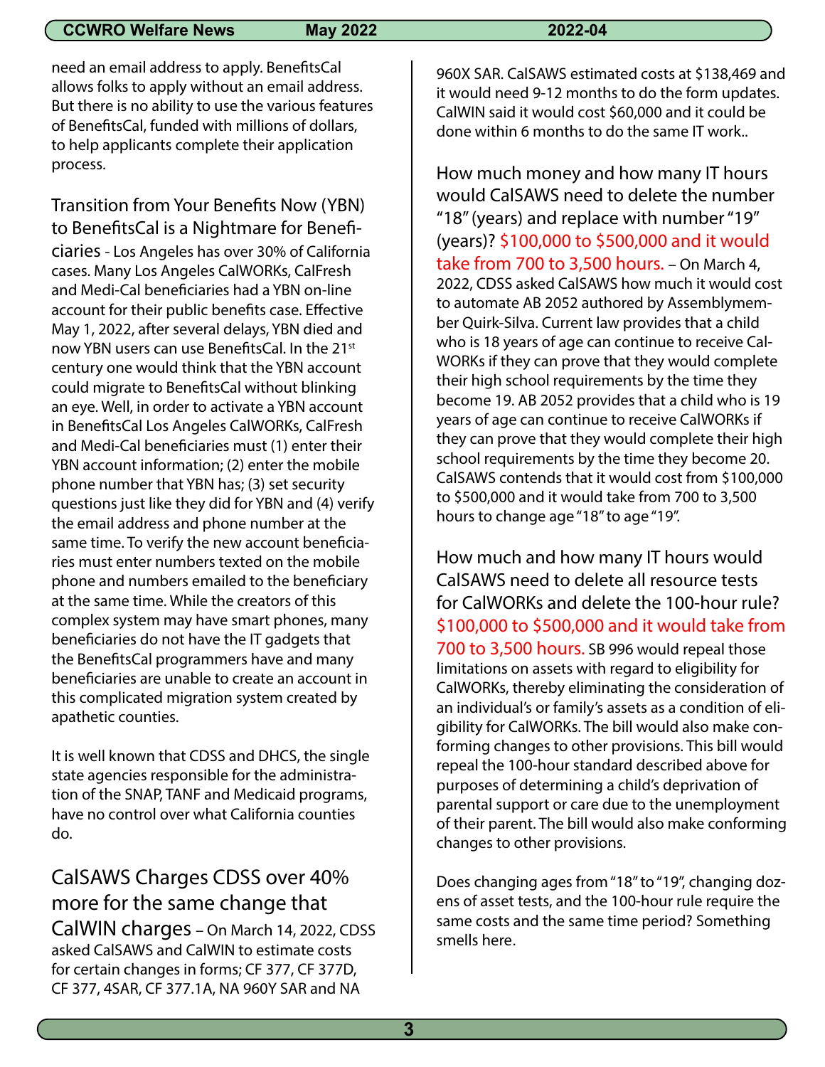need an email address to apply. BenefitsCal allows folks to apply without an email address. But there is no ability to use the various features of BenefitsCal, funded with millions of dollars, to help applicants complete their application process.

**Transition from Your Benefits Now (YBN) to BenefitsCal is a Nightmare for Beneficiaries** - Los Angeles has over 30% of California cases. Many Los Angeles CalWORKs, CalFresh and Medi-Cal beneficiaries had a YBN on-line account for their public benefits case. Effective May 1, 2022, after several delays, YBN died and now YBN users can use BenefitsCal. In the 21st century one would think that the YBN account could migrate to BenefitsCal without blinking an eye. Well, in order to activate a YBN account in BenefitsCal Los Angeles CalWORKs, CalFresh and Medi-Cal beneficiaries must (1) enter their YBN account information; (2) enter the mobile phone number that YBN has; (3) set security questions just like they did for YBN and (4) verify the email address and phone number at the same time. To verify the new account beneficiaries must enter numbers texted on the mobile phone and numbers emailed to the beneficiary at the same time. While the creators of this complex system may have smart phones, many beneficiaries do not have the IT gadgets that the BenefitsCal programmers have and many beneficiaries are unable to create an account in this complicated migration system created by apathetic counties.

It is well known that CDSS and DHCS, the single state agencies responsible for the administration of the SNAP, TANF and Medicaid programs, have no control over what California counties do.

**CalSAWS Charges CDSS over 40% more for the same change that CalWIN charges** – On March 14, 2022, CDSS asked CalSAWS and CalWIN to estimate costs for certain changes in forms; CF 377, CF 377D, CF 377, 4SAR, CF 377.1A, NA 960Y SAR and NA 960X SAR. CalSAWS estimated costs at $138,469 and it would need 9-12 months to do the form updates. CalWIN said it would cost $60,000 and it could be done within 6 months to do the same IT work..

**How much money and how many IT hours would CalSAWS need to delete the number "18" (years) and replace with number "19" (years)? $100,000 to $500,000 and it would take from 700 to 3,500 hours.** – On March 4, 2022, CDSS asked CalSAWS how much it would cost to automate AB 2052 authored by Assemblymember Quirk-Silva. Current law provides that a child who is 18 years of age can continue to receive CalWORKs if they can prove that they would complete their high school requirements by the time they become 19. AB 2052 provides that a child who is 19 years of age can continue to receive CalWORKs if they can prove that they would complete their high school requirements by the time they become 20. CalSAWS contends that it would cost from $100,000 to $500,000 and it would take from 700 to 3,500 hours to change age "18" to age "19".

**How much and how many IT hours would CalSAWS need to delete all resource tests for CalWORKs and delete the 100-hour rule? $100,000 to $500,000 and it would take from 700 to 3,500 hours.** SB 996 would repeal those limitations on assets with regard to eligibility for CalWORKs, thereby eliminating the consideration of an individual's or family's assets as a condition of eligibility for CalWORKs. The bill would also make conforming changes to other provisions. This bill would repeal the 100-hour standard described above for purposes of determining a child's deprivation of parental support or care due to the unemployment of their parent. The bill would also make conforming changes to other provisions.

Does changing ages from "18" to "19", changing dozens of asset tests, and the 100-hour rule require the same costs and the same time period? Something smells here.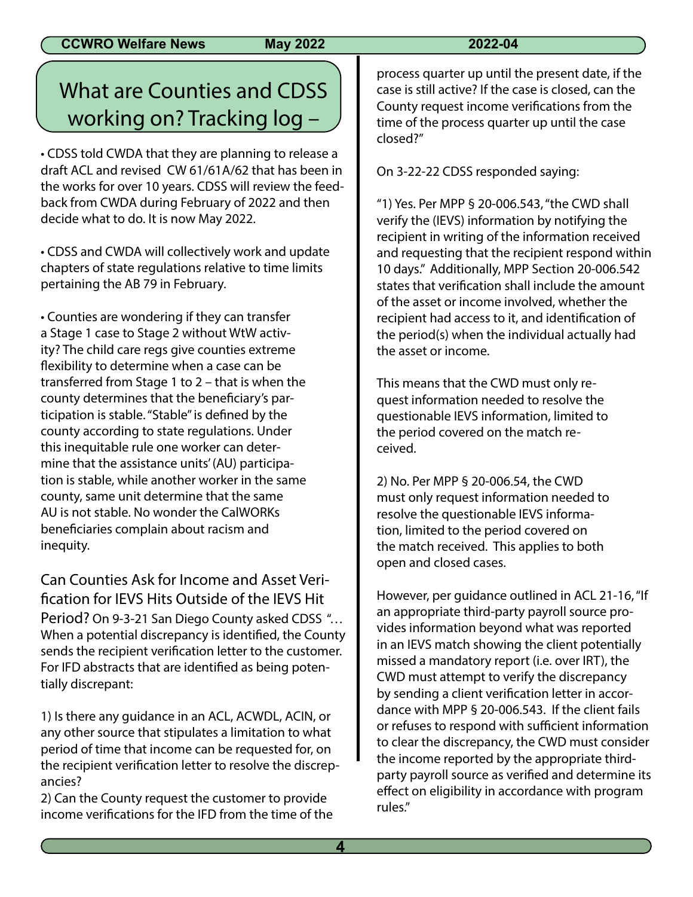## What are Counties and CDSS working on? Tracking log –

• CDSS told CWDA that they are planning to release a draft ACL and revised CW 61/61A/62 that has been in the works for over 10 years. CDSS will review the feedback from CWDA during February of 2022 and then decide what to do. It is now May 2022.

• CDSS and CWDA will collectively work and update chapters of state regulations relative to time limits pertaining the AB 79 in February.

• Counties are wondering if they can transfer a Stage 1 case to Stage 2 without WtW activity? The child care regs give counties extreme flexibility to determine when a case can be transferred from Stage 1 to 2 – that is when the county determines that the beneficiary's participation is stable. "Stable" is defined by the county according to state regulations. Under this inequitable rule one worker can determine that the assistance units' (AU) participation is stable, while another worker in the same county, same unit determine that the same AU is not stable. No wonder the CalWORKs beneficiaries complain about racism and inequity.

### Can Counties Ask for Income and Asset Verification for IEVS Hits Outside of the IEVS Hit Period?

On 9-3-21 San Diego County asked CDSS "… When a potential discrepancy is identified, the County sends the recipient verification letter to the customer. For IFD abstracts that are identified as being potentially discrepant:

1) Is there any guidance in an ACL, ACWDL, ACIN, or any other source that stipulates a limitation to what period of time that income can be requested for, on the recipient verification letter to resolve the discrepancies?
2) Can the County request the customer to provide income verifications for the IFD from the time of the process quarter up until the present date, if the case is still active? If the case is closed, can the County request income verifications from the time of the process quarter up until the case closed?"

On 3-22-22 CDSS responded saying:

"1) Yes. Per MPP § 20-006.543, "the CWD shall verify the (IEVS) information by notifying the recipient in writing of the information received and requesting that the recipient respond within 10 days." Additionally, MPP Section 20-006.542 states that verification shall include the amount of the asset or income involved, whether the recipient had access to it, and identification of the period(s) when the individual actually had the asset or income.

This means that the CWD must only request information needed to resolve the questionable IEVS information, limited to the period covered on the match received.

2) No. Per MPP § 20-006.54, the CWD must only request information needed to resolve the questionable IEVS information, limited to the period covered on the match received. This applies to both open and closed cases.

However, per guidance outlined in ACL 21-16, "If an appropriate third-party payroll source provides information beyond what was reported in an IEVS match showing the client potentially missed a mandatory report (i.e. over IRT), the CWD must attempt to verify the discrepancy by sending a client verification letter in accordance with MPP § 20-006.543. If the client fails or refuses to respond with sufficient information to clear the discrepancy, the CWD must consider the income reported by the appropriate third-party payroll source as verified and determine its effect on eligibility in accordance with program rules."